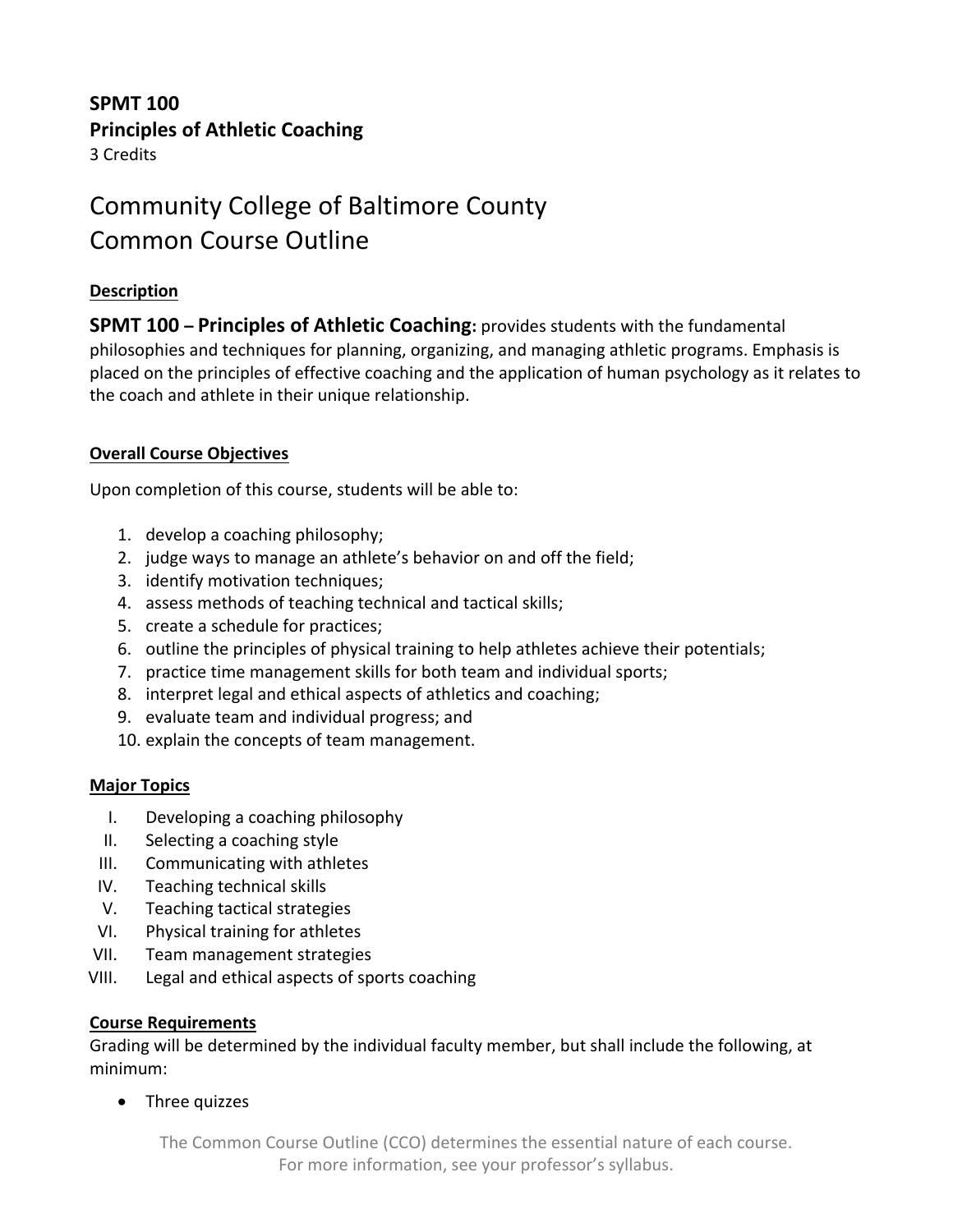**SPMT 100**
**Principles of Athletic Coaching**
3 Credits

# Community College of Baltimore County
# Common Course Outline

## Description

**SPMT 100 – Principles of Athletic Coaching:** provides students with the fundamental philosophies and techniques for planning, organizing, and managing athletic programs. Emphasis is placed on the principles of effective coaching and the application of human psychology as it relates to the coach and athlete in their unique relationship.

## Overall Course Objectives

Upon completion of this course, students will be able to:

1. develop a coaching philosophy;
2. judge ways to manage an athlete's behavior on and off the field;
3. identify motivation techniques;
4. assess methods of teaching technical and tactical skills;
5. create a schedule for practices;
6. outline the principles of physical training to help athletes achieve their potentials;
7. practice time management skills for both team and individual sports;
8. interpret legal and ethical aspects of athletics and coaching;
9. evaluate team and individual progress; and
10. explain the concepts of team management.

## Major Topics

I. Developing a coaching philosophy
II. Selecting a coaching style
III. Communicating with athletes
IV. Teaching technical skills
V. Teaching tactical strategies
VI. Physical training for athletes
VII. Team management strategies
VIII. Legal and ethical aspects of sports coaching

## Course Requirements

Grading will be determined by the individual faculty member, but shall include the following, at minimum:

- Three quizzes

The Common Course Outline (CCO) determines the essential nature of each course.
For more information, see your professor's syllabus.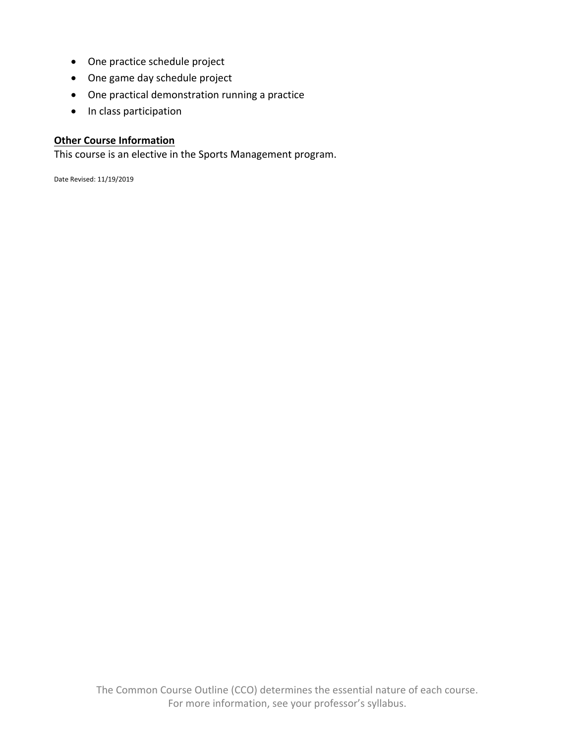- One practice schedule project
- One game day schedule project
- One practical demonstration running a practice
- In class participation

## Other Course Information

This course is an elective in the Sports Management program.

Date Revised: 11/19/2019